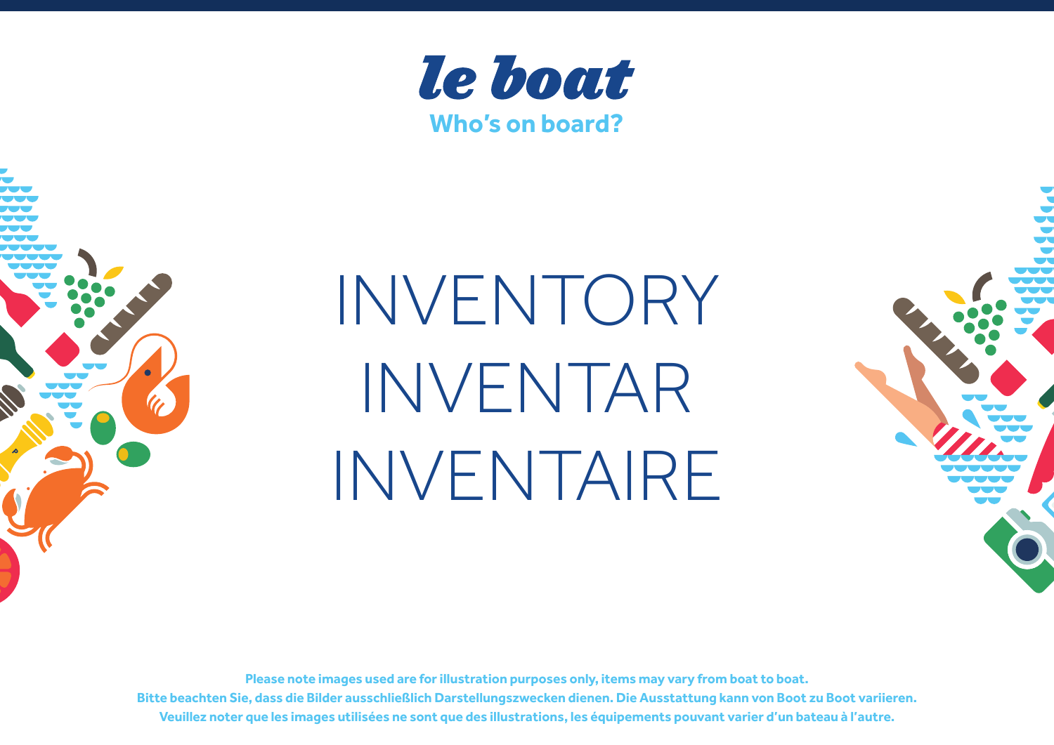le boat

**Who's on board?**

# INVENTORY
# INVENTAR
# INVENTAIRE

**Please note images used are for illustration purposes only, items may vary from boat to boat.**
**Bitte beachten Sie, dass die Bilder ausschließlich Darstellungszwecken dienen. Die Ausstattung kann von Boot zu Boot variieren.**
**Veuillez noter que les images utilisées ne sont que des illustrations, les équipements pouvant varier d'un bateau à l'autre.**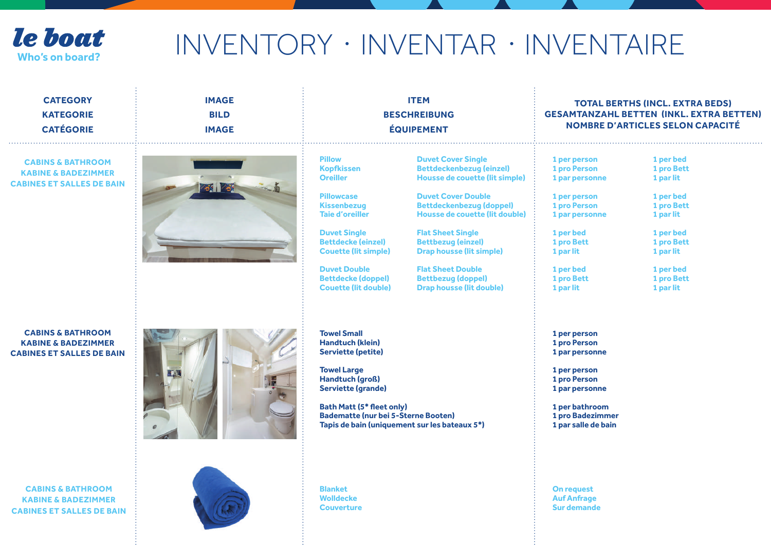# INVENTORY · INVENTAR · INVENTAIRE

| CATEGORY<br>KATEGORIE<br>CATÉGORIE | IMAGE<br>BILD<br>IMAGE | ITEM<br>BESCHREIBUNG<br>ÉQUIPEMENT | TOTAL BERTHS (INCL. EXTRA BEDS)<br>GESAMTANZAHL BETTEN (INKL. EXTRA BETTEN)<br>NOMBRE D'ARTICLES SELON CAPACITÉ |
|---|---|---|---|
| CABINS & BATHROOM<br>KABINE & BADEZIMMER<br>CABINES ET SALLES DE BAIN | | Pillow<br>Kopfkissen<br>Oreiller | 1 per person<br>1 pro Person<br>1 par personne |
| | | Pillowcase<br>Kissenbezug<br>Taie d'oreiller | 1 per person<br>1 pro Person<br>1 par personne |
| | | Duvet Single<br>Bettdecke (einzel)<br>Couette (lit simple) | 1 per bed<br>1 pro Bett<br>1 par lit |
| | | Duvet Double<br>Bettdecke (doppel)<br>Couette (lit double) | 1 per bed<br>1 pro Bett<br>1 par lit |
| | | Duvet Cover Single<br>Bettdeckenbezug (einzel)<br>Housse de couette (lit simple) | 1 per bed<br>1 pro Bett<br>1 par lit |
| | | Duvet Cover Double<br>Bettdeckenbezug (doppel)<br>Housse de couette (lit double) | 1 per bed<br>1 pro Bett<br>1 par lit |
| | | Flat Sheet Single<br>Bettbezug (einzel)<br>Drap housse (lit simple) | 1 per bed<br>1 pro Bett<br>1 par lit |
| | | Flat Sheet Double<br>Bettbezug (doppel)<br>Drap housse (lit double) | 1 per bed<br>1 pro Bett<br>1 par lit |
| CABINS & BATHROOM<br>KABINE & BADEZIMMER<br>CABINES ET SALLES DE BAIN | | Towel Small<br>Handtuch (klein)<br>Serviette (petite) | 1 per person<br>1 pro Person<br>1 par personne |
| | | Towel Large<br>Handtuch (groß)<br>Serviette (grande) | 1 per person<br>1 pro Person<br>1 par personne |
| | | Bath Matt (5* fleet only)<br>Badematte (nur bei 5-Sterne Booten)<br>Tapis de bain (uniquement sur les bateaux 5*) | 1 per bathroom<br>1 pro Badezimmer<br>1 par salle de bain |
| CABINS & BATHROOM<br>KABINE & BADEZIMMER<br>CABINES ET SALLES DE BAIN | | Blanket<br>Wolldecke<br>Couverture | On request<br>Auf Anfrage<br>Sur demande |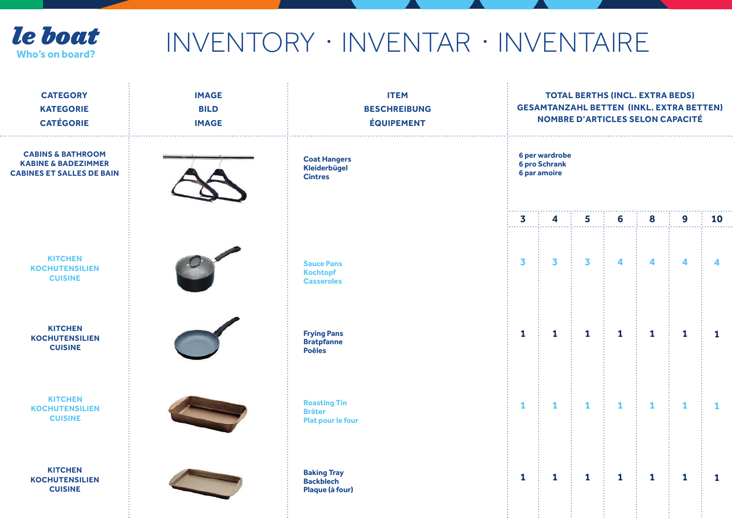**le boat**
Who's on board?

# INVENTORY · INVENTAR · INVENTAIRE

| CATEGORY<br>KATEGORIE<br>CATÉGORIE | IMAGE<br>BILD<br>IMAGE | ITEM<br>BESCHREIBUNG<br>ÉQUIPEMENT | TOTAL BERTHS (INCL. EXTRA BEDS)<br>GESAMTANZAHL BETTEN (INKL. EXTRA BETTEN)<br>NOMBRE D'ARTICLES SELON CAPACITÉ | | | | | | |
|---|---|---|---|---|---|---|---|---|---|
| **CABINS & BATHROOM<br>KABINE & BADEZIMMER<br>CABINES ET SALLES DE BAIN** | | **Coat Hangers<br>Kleiderbügel<br>Cintres** | **6 per wardrobe<br>6 pro Schrank<br>6 par amoire** | | | | | | |
| | | | **3** | **4** | **5** | **6** | **8** | **9** | **10** |
| **KITCHEN<br>KOCHUTENSILIEN<br>CUISINE** | | **Sauce Pans<br>Kochtopf<br>Casseroles** | 3 | 3 | 3 | 4 | 4 | 4 | 4 |
| **KITCHEN<br>KOCHUTENSILIEN<br>CUISINE** | | **Frying Pans<br>Bratpfanne<br>Poêles** | 1 | 1 | 1 | 1 | 1 | 1 | 1 |
| **KITCHEN<br>KOCHUTENSILIEN<br>CUISINE** | | **Roasting Tin<br>Bräter<br>Plat pour le four** | 1 | 1 | 1 | 1 | 1 | 1 | 1 |
| **KITCHEN<br>KOCHUTENSILIEN<br>CUISINE** | | **Baking Tray<br>Backblech<br>Plaque (à four)** | 1 | 1 | 1 | 1 | 1 | 1 | 1 |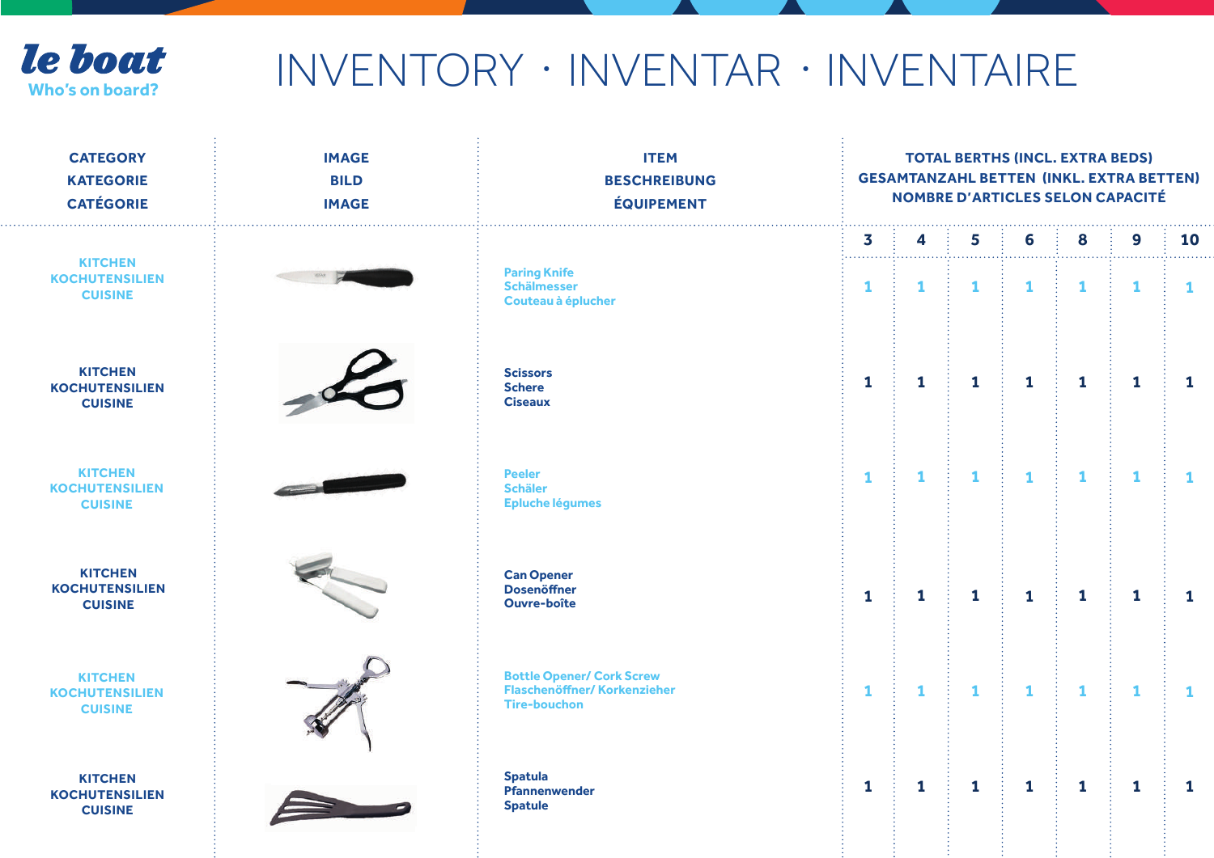# INVENTORY · INVENTAR · INVENTAIRE

| CATEGORY<br>KATEGORIE<br>CATÉGORIE | IMAGE<br>BILD<br>IMAGE | ITEM<br>BESCHREIBUNG<br>ÉQUIPEMENT | TOTAL BERTHS (INCL. EXTRA BEDS)<br>GESAMTANZAHL BETTEN (INKL. EXTRA BETTEN)<br>NOMBRE D'ARTICLES SELON CAPACITÉ | | | | | | |
|---|---|---|---|---|---|---|---|---|---|
| | | | 3 | 4 | 5 | 6 | 8 | 9 | 10 |
| KITCHEN<br>KOCHUTENSILIEN<br>CUISINE | | Paring Knife<br>Schälmesser<br>Couteau à éplucher | 1 | 1 | 1 | 1 | 1 | 1 | 1 |
| KITCHEN<br>KOCHUTENSILIEN<br>CUISINE | | Scissors<br>Schere<br>Ciseaux | 1 | 1 | 1 | 1 | 1 | 1 | 1 |
| KITCHEN<br>KOCHUTENSILIEN<br>CUISINE | | Peeler<br>Schäler<br>Epluche légumes | 1 | 1 | 1 | 1 | 1 | 1 | 1 |
| KITCHEN<br>KOCHUTENSILIEN<br>CUISINE | | Can Opener<br>Dosenöffner<br>Ouvre-boîte | 1 | 1 | 1 | 1 | 1 | 1 | 1 |
| KITCHEN<br>KOCHUTENSILIEN<br>CUISINE | | Bottle Opener/ Cork Screw<br>Flaschenöffner/ Korkenzieher<br>Tire-bouchon | 1 | 1 | 1 | 1 | 1 | 1 | 1 |
| KITCHEN<br>KOCHUTENSILIEN<br>CUISINE | | Spatula<br>Pfannenwender<br>Spatule | 1 | 1 | 1 | 1 | 1 | 1 | 1 |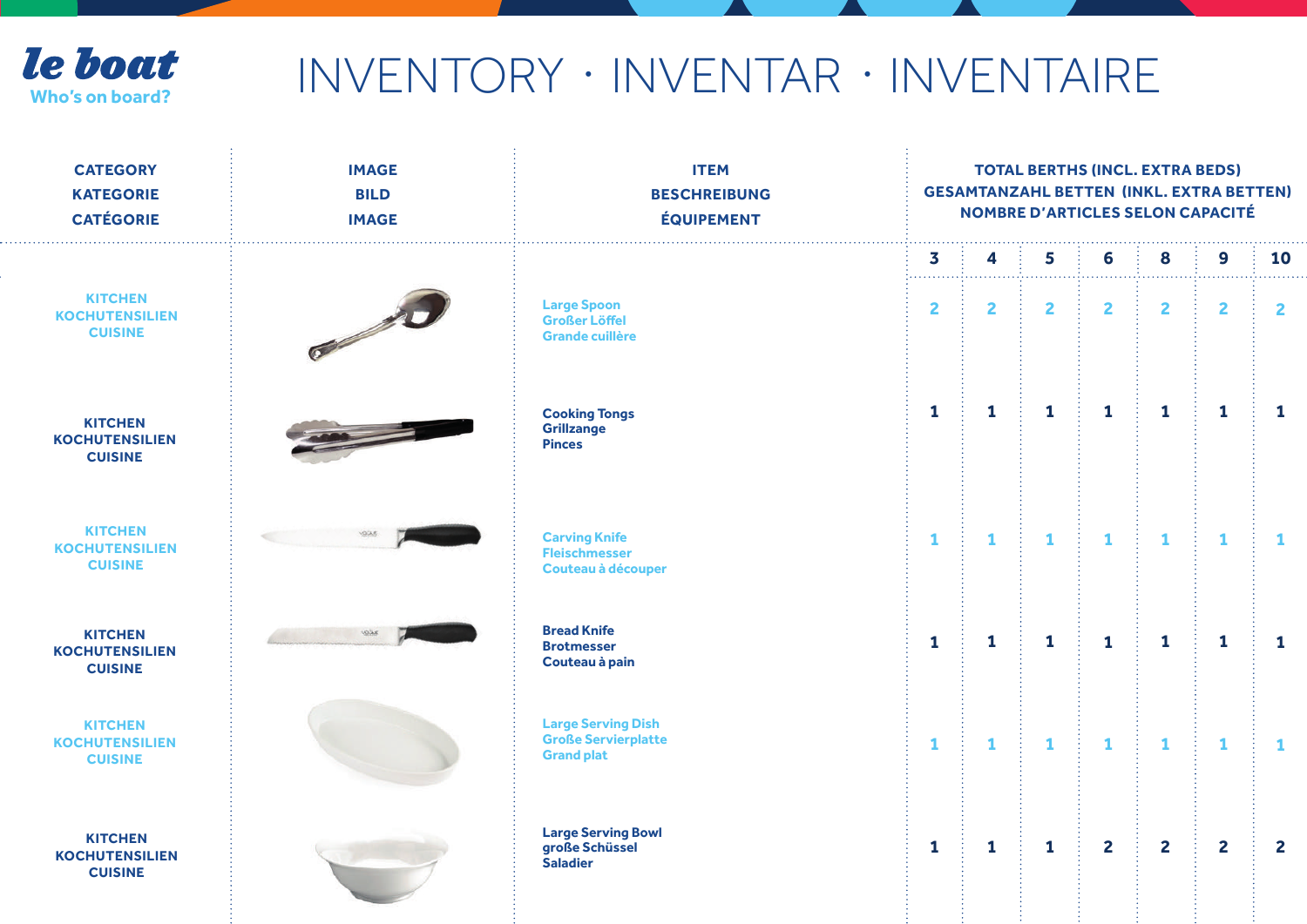le boat
Who's on board?

# INVENTORY · INVENTAR · INVENTAIRE

| CATEGORY<br>KATEGORIE<br>CATÉGORIE | IMAGE<br>BILD<br>IMAGE | ITEM<br>BESCHREIBUNG<br>ÉQUIPEMENT | TOTAL BERTHS (INCL. EXTRA BEDS)<br>GESAMTANZAHL BETTEN (INKL. EXTRA BETTEN)<br>NOMBRE D'ARTICLES SELON CAPACITÉ | | | | | | |
|---|---|---|---|---|---|---|---|---|---|
| | | | 3 | 4 | 5 | 6 | 8 | 9 | 10 |
| KITCHEN<br>KOCHUTENSILIEN<br>CUISINE | | Large Spoon<br>Großer Löffel<br>Grande cuillère | 2 | 2 | 2 | 2 | 2 | 2 | 2 |
| KITCHEN<br>KOCHUTENSILIEN<br>CUISINE | | Cooking Tongs<br>Grillzange<br>Pinces | 1 | 1 | 1 | 1 | 1 | 1 | 1 |
| KITCHEN<br>KOCHUTENSILIEN<br>CUISINE | | Carving Knife<br>Fleischmesser<br>Couteau à découper | 1 | 1 | 1 | 1 | 1 | 1 | 1 |
| KITCHEN<br>KOCHUTENSILIEN<br>CUISINE | | Bread Knife<br>Brotmesser<br>Couteau à pain | 1 | 1 | 1 | 1 | 1 | 1 | 1 |
| KITCHEN<br>KOCHUTENSILIEN<br>CUISINE | | Large Serving Dish<br>Große Servierplatte<br>Grand plat | 1 | 1 | 1 | 1 | 1 | 1 | 1 |
| KITCHEN<br>KOCHUTENSILIEN<br>CUISINE | | Large Serving Bowl<br>große Schüssel<br>Saladier | 1 | 1 | 1 | 2 | 2 | 2 | 2 |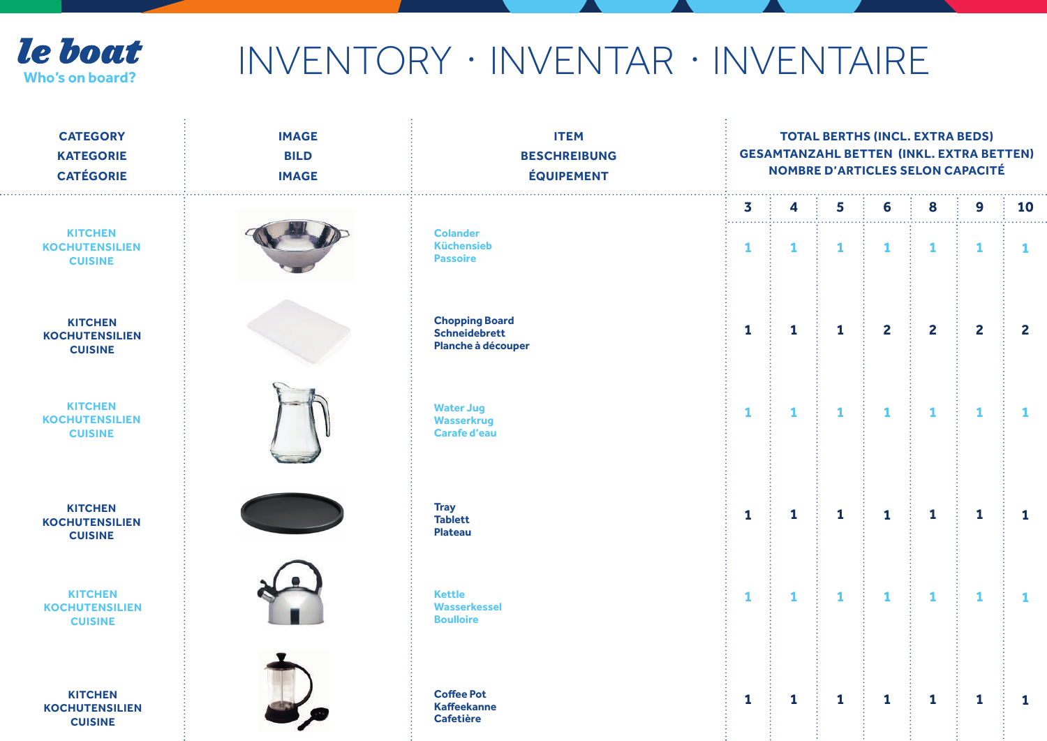# INVENTORY · INVENTAR · INVENTAIRE

| CATEGORY<br>KATEGORIE<br>CATÉGORIE | IMAGE<br>BILD<br>IMAGE | ITEM<br>BESCHREIBUNG<br>ÉQUIPEMENT | TOTAL BERTHS (INCL. EXTRA BEDS)<br>GESAMTANZAHL BETTEN (INKL. EXTRA BETTEN)<br>NOMBRE D'ARTICLES SELON CAPACITÉ | | | | | | |
|---|---|---|---|---|---|---|---|---|---|
| | | | 3 | 4 | 5 | 6 | 8 | 9 | 10 |
| KITCHEN<br>KOCHUTENSILIEN<br>CUISINE | | Colander<br>Küchensieb<br>Passoire | 1 | 1 | 1 | 1 | 1 | 1 | 1 |
| KITCHEN<br>KOCHUTENSILIEN<br>CUISINE | | Chopping Board<br>Schneidebrett<br>Planche à découper | 1 | 1 | 1 | 2 | 2 | 2 | 2 |
| KITCHEN<br>KOCHUTENSILIEN<br>CUISINE | | Water Jug<br>Wasserkrug<br>Carafe d'eau | 1 | 1 | 1 | 1 | 1 | 1 | 1 |
| KITCHEN<br>KOCHUTENSILIEN<br>CUISINE | | Tray<br>Tablett<br>Plateau | 1 | 1 | 1 | 1 | 1 | 1 | 1 |
| KITCHEN<br>KOCHUTENSILIEN<br>CUISINE | | Kettle<br>Wasserkessel<br>Boulloire | 1 | 1 | 1 | 1 | 1 | 1 | 1 |
| KITCHEN<br>KOCHUTENSILIEN<br>CUISINE | | Coffee Pot<br>Kaffeekanne<br>Cafetière | 1 | 1 | 1 | 1 | 1 | 1 | 1 |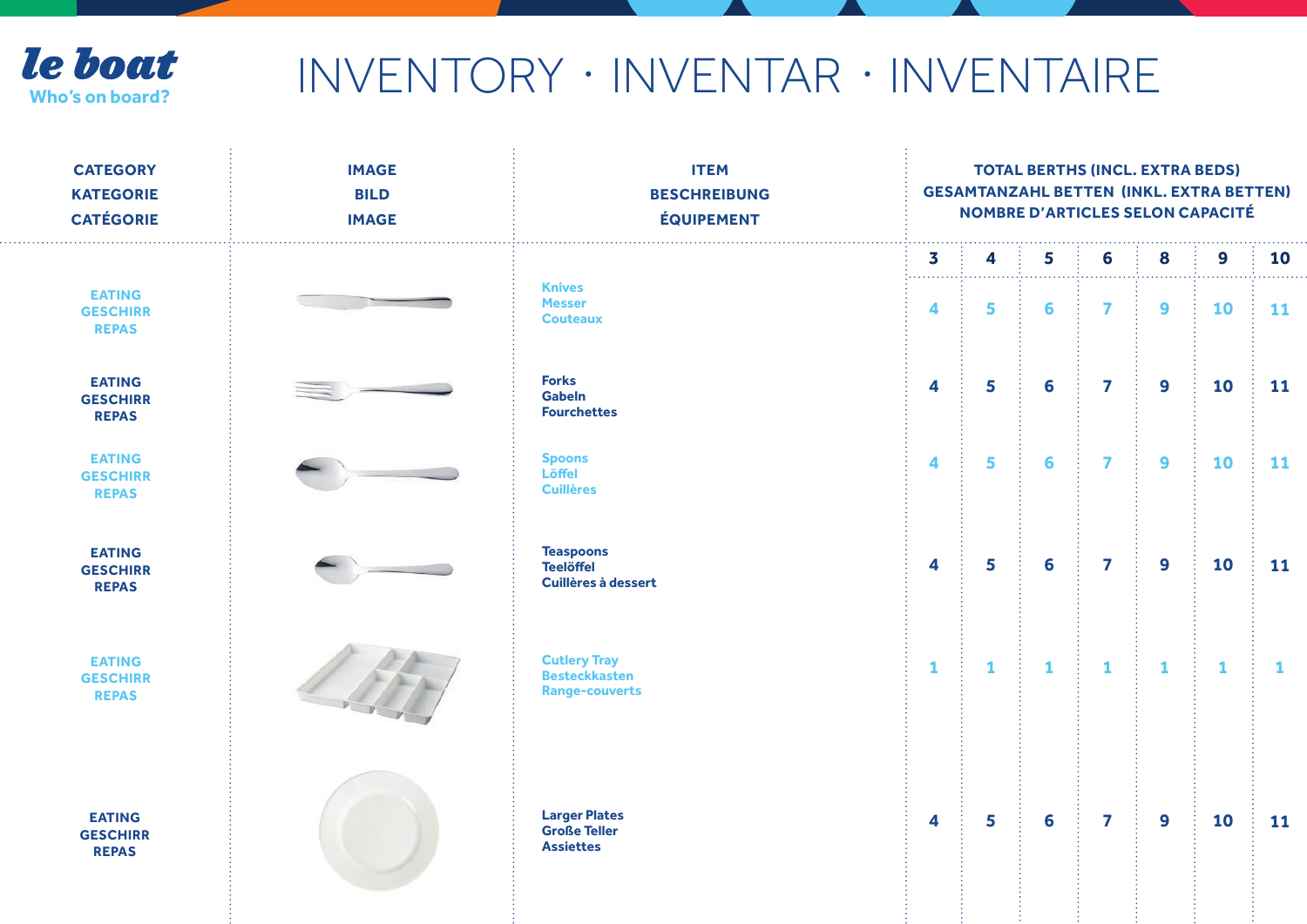# INVENTORY · INVENTAR · INVENTAIRE

| CATEGORY<br>KATEGORIE<br>CATÉGORIE | IMAGE<br>BILD<br>IMAGE | ITEM<br>BESCHREIBUNG<br>ÉQUIPEMENT | TOTAL BERTHS (INCL. EXTRA BEDS)<br>GESAMTANZAHL BETTEN (INKL. EXTRA BETTEN)<br>NOMBRE D'ARTICLES SELON CAPACITÉ | | | | | | |
|---|---|---|---|---|---|---|---|---|---|
| | | | 3 | 4 | 5 | 6 | 8 | 9 | 10 |
| EATING<br>GESCHIRR<br>REPAS | | Knives<br>Messer<br>Couteaux | 4 | 5 | 6 | 7 | 9 | 10 | 11 |
| EATING<br>GESCHIRR<br>REPAS | | Forks<br>Gabeln<br>Fourchettes | 4 | 5 | 6 | 7 | 9 | 10 | 11 |
| EATING<br>GESCHIRR<br>REPAS | | Spoons<br>Löffel<br>Cuillères | 4 | 5 | 6 | 7 | 9 | 10 | 11 |
| EATING<br>GESCHIRR<br>REPAS | | Teaspoons<br>Teelöffel<br>Cuillères à dessert | 4 | 5 | 6 | 7 | 9 | 10 | 11 |
| EATING<br>GESCHIRR<br>REPAS | | Cutlery Tray<br>Besteckkasten<br>Range-couverts | 1 | 1 | 1 | 1 | 1 | 1 | 1 |
| EATING<br>GESCHIRR<br>REPAS | | Larger Plates<br>Große Teller<br>Assiettes | 4 | 5 | 6 | 7 | 9 | 10 | 11 |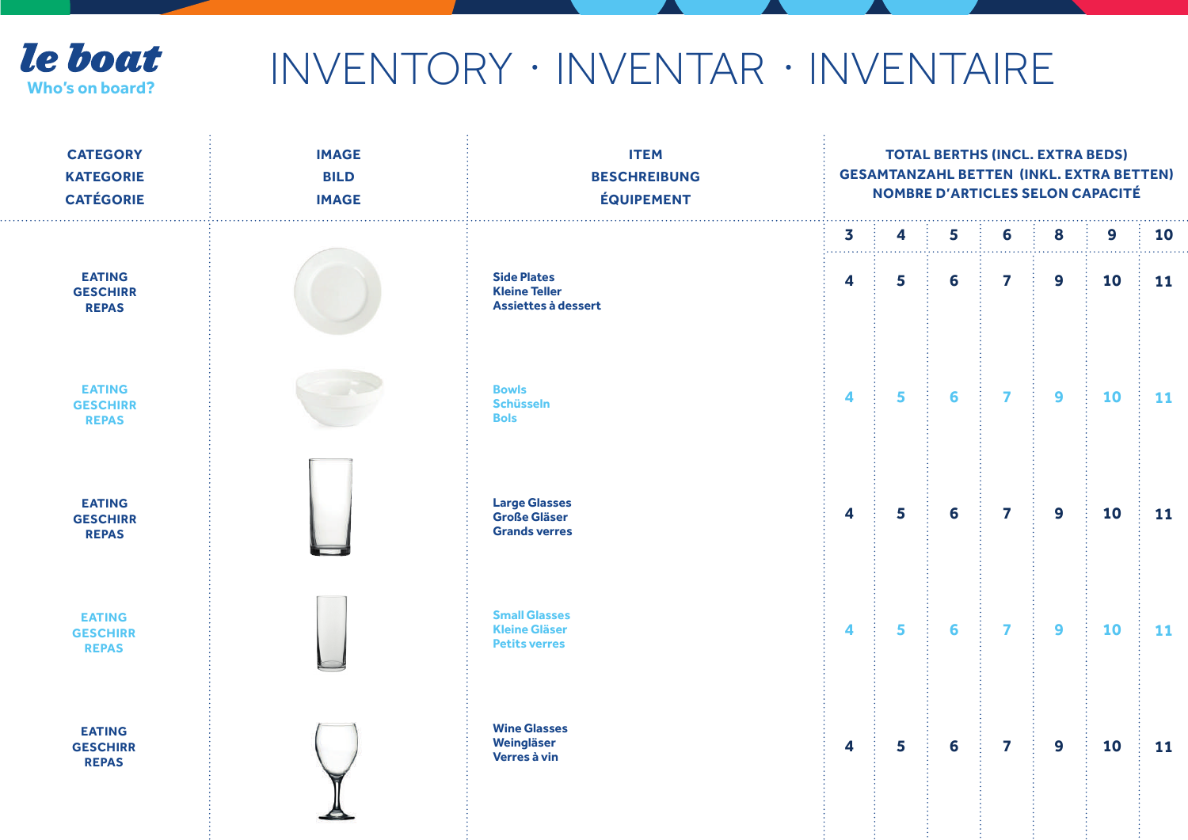le boat
Who's on board?

# INVENTORY · INVENTAR · INVENTAIRE

| CATEGORY<br>KATEGORIE<br>CATÉGORIE | IMAGE<br>BILD<br>IMAGE | ITEM<br>BESCHREIBUNG<br>ÉQUIPEMENT | TOTAL BERTHS (INCL. EXTRA BEDS)<br>GESAMTANZAHL BETTEN (INKL. EXTRA BETTEN)<br>NOMBRE D'ARTICLES SELON CAPACITÉ | | | | | | |
|---|---|---|---|---|---|---|---|---|---|
| | | | 3 | 4 | 5 | 6 | 8 | 9 | 10 |
| EATING<br>GESCHIRR<br>REPAS | | Side Plates<br>Kleine Teller<br>Assiettes à dessert | 4 | 5 | 6 | 7 | 9 | 10 | 11 |
| EATING<br>GESCHIRR<br>REPAS | | Bowls<br>Schüsseln<br>Bols | 4 | 5 | 6 | 7 | 9 | 10 | 11 |
| EATING<br>GESCHIRR<br>REPAS | | Large Glasses<br>Große Gläser<br>Grands verres | 4 | 5 | 6 | 7 | 9 | 10 | 11 |
| EATING<br>GESCHIRR<br>REPAS | | Small Glasses<br>Kleine Gläser<br>Petits verres | 4 | 5 | 6 | 7 | 9 | 10 | 11 |
| EATING<br>GESCHIRR<br>REPAS | | Wine Glasses<br>Weingläser<br>Verres à vin | 4 | 5 | 6 | 7 | 9 | 10 | 11 |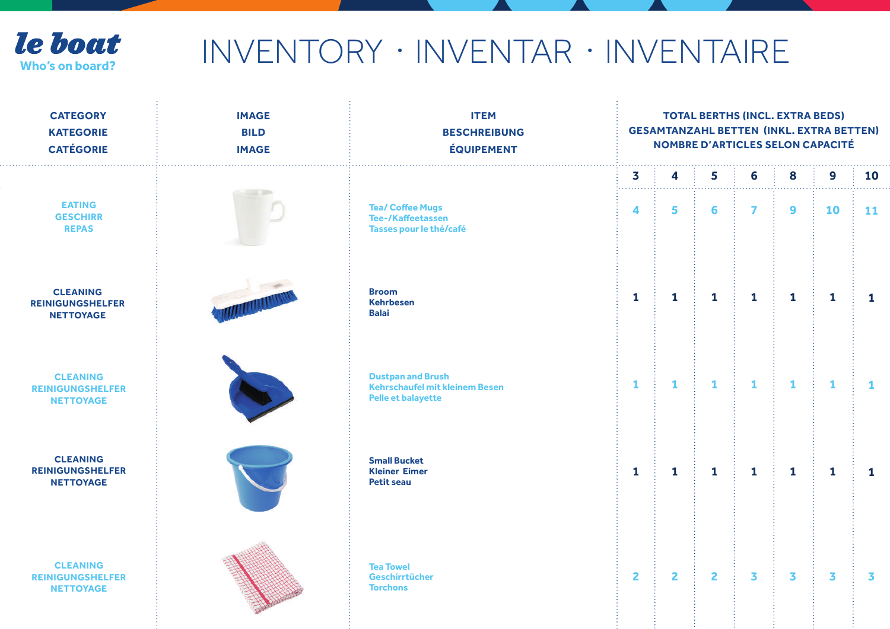le boat
Who's on board?

# INVENTORY · INVENTAR · INVENTAIRE

| CATEGORY<br>KATEGORIE<br>CATÉGORIE | IMAGE<br>BILD<br>IMAGE | ITEM<br>BESCHREIBUNG<br>ÉQUIPEMENT | TOTAL BERTHS (INCL. EXTRA BEDS)<br>GESAMTANZAHL BETTEN (INKL. EXTRA BETTEN)<br>NOMBRE D'ARTICLES SELON CAPACITÉ | | | | | | |
|---|---|---|---|---|---|---|---|---|---|
| | | | 3 | 4 | 5 | 6 | 8 | 9 | 10 |
| EATING<br>GESCHIRR<br>REPAS | | Tea/ Coffee Mugs<br>Tee-/Kaffeetassen<br>Tasses pour le thé/café | 4 | 5 | 6 | 7 | 9 | 10 | 11 |
| CLEANING<br>REINIGUNGSHELFER<br>NETTOYAGE | | Broom<br>Kehrbesen<br>Balai | 1 | 1 | 1 | 1 | 1 | 1 | 1 |
| CLEANING<br>REINIGUNGSHELFER<br>NETTOYAGE | | Dustpan and Brush<br>Kehrschaufel mit kleinem Besen<br>Pelle et balayette | 1 | 1 | 1 | 1 | 1 | 1 | 1 |
| CLEANING<br>REINIGUNGSHELFER<br>NETTOYAGE | | Small Bucket<br>Kleiner Eimer<br>Petit seau | 1 | 1 | 1 | 1 | 1 | 1 | 1 |
| CLEANING<br>REINIGUNGSHELFER<br>NETTOYAGE | | Tea Towel<br>Geschirrtücher<br>Torchons | 2 | 2 | 2 | 3 | 3 | 3 | 3 |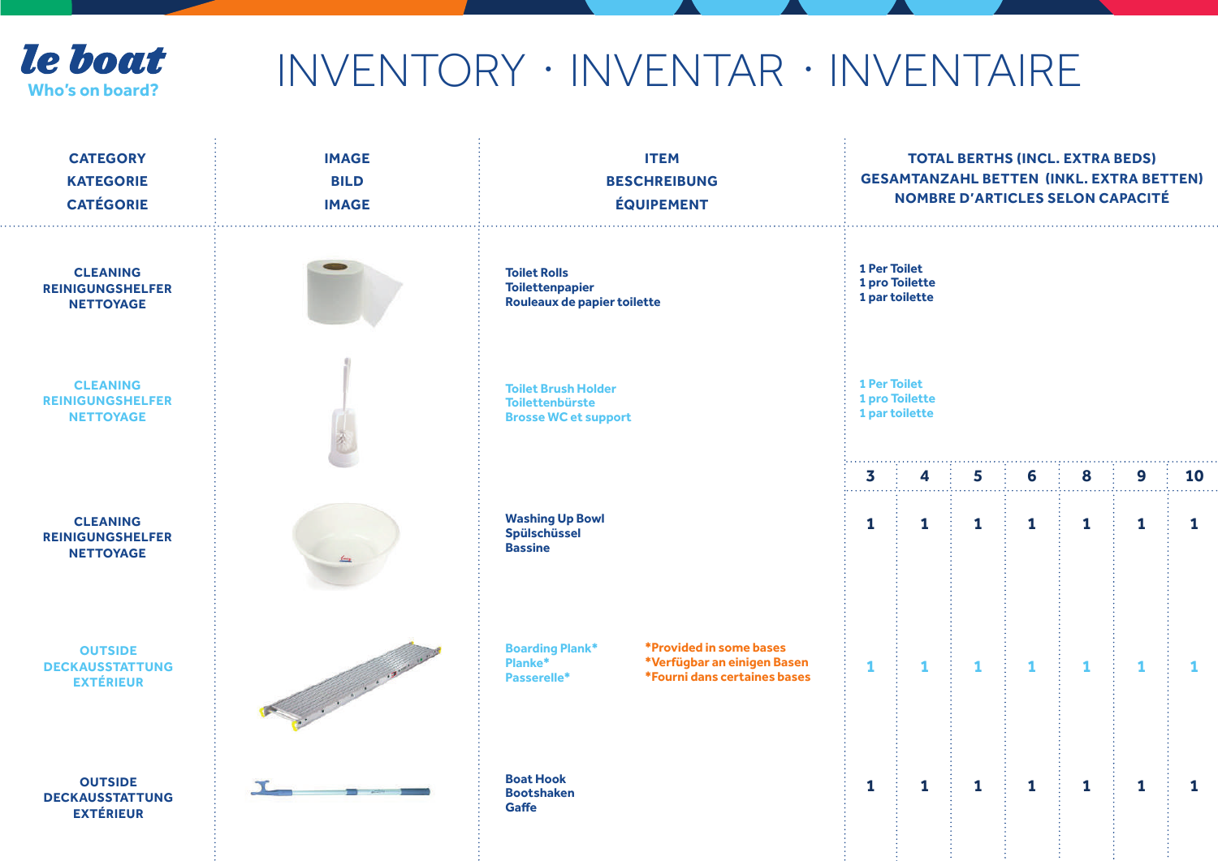le boat
Who's on board?

# INVENTORY · INVENTAR · INVENTAIRE

| CATEGORY<br>KATEGORIE<br>CATÉGORIE | IMAGE<br>BILD<br>IMAGE | ITEM<br>BESCHREIBUNG<br>ÉQUIPEMENT | | TOTAL BERTHS (INCL. EXTRA BEDS)<br>GESAMTANZAHL BETTEN (INKL. EXTRA BETTEN)<br>NOMBRE D'ARTICLES SELON CAPACITÉ | | | | | | |
|---|---|---|---|---|---|---|---|---|---|---|
| CLEANING<br>REINIGUNGSHELFER<br>NETTOYAGE | | Toilet Rolls<br>Toilettenpapier<br>Rouleaux de papier toilette | | 1 Per Toilet<br>1 pro Toilette<br>1 par toilette | | | | | | |
| CLEANING<br>REINIGUNGSHELFER<br>NETTOYAGE | | Toilet Brush Holder<br>Toilettenbürste<br>Brosse WC et support | | 1 Per Toilet<br>1 pro Toilette<br>1 par toilette | | | | | | |
| | | | | 3 | 4 | 5 | 6 | 8 | 9 | 10 |
| CLEANING<br>REINIGUNGSHELFER<br>NETTOYAGE | | Washing Up Bowl<br>Spülschüssel<br>Bassine | | 1 | 1 | 1 | 1 | 1 | 1 | 1 |
| OUTSIDE<br>DECKAUSSTATTUNG<br>EXTÉRIEUR | | Boarding Plank*<br>Planke*<br>Passerelle* | *Provided in some bases<br>*Verfügbar an einigen Basen<br>*Fourni dans certaines bases | 1 | 1 | 1 | 1 | 1 | 1 | 1 |
| OUTSIDE<br>DECKAUSSTATTUNG<br>EXTÉRIEUR | | Boat Hook<br>Bootshaken<br>Gaffe | | 1 | 1 | 1 | 1 | 1 | 1 | 1 |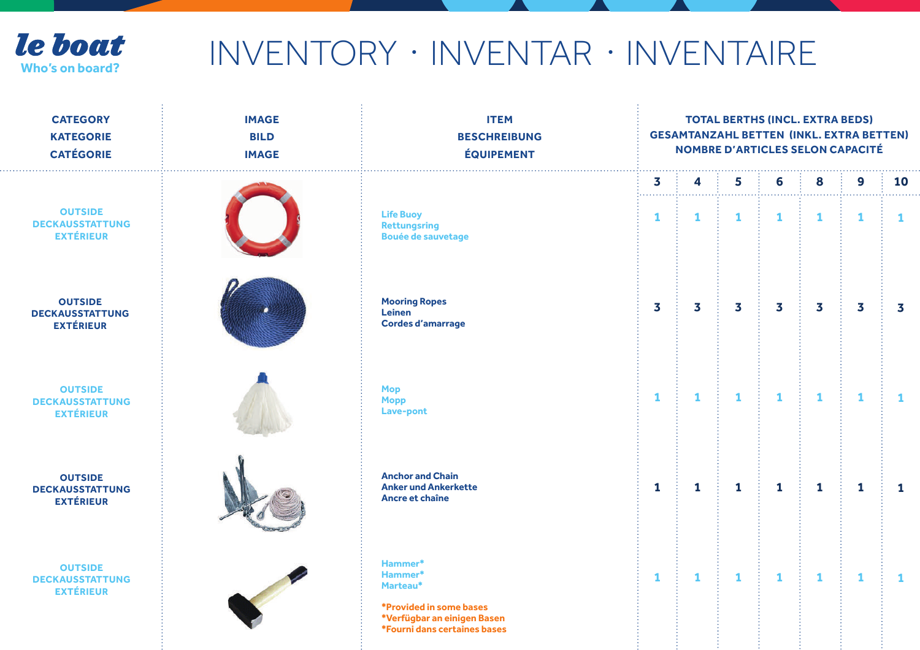# INVENTORY · INVENTAR · INVENTAIRE

| CATEGORY KATEGORIE CATÉGORIE | IMAGE BILD IMAGE | ITEM BESCHREIBUNG ÉQUIPEMENT | TOTAL BERTHS (INCL. EXTRA BEDS) GESAMTANZAHL BETTEN (INKL. EXTRA BETTEN) NOMBRE D'ARTICLES SELON CAPACITÉ | | | | | | |
|---|---|---|---|---|---|---|---|---|---|
| | | | 3 | 4 | 5 | 6 | 8 | 9 | 10 |
| OUTSIDE DECKAUSSTATTUNG EXTÉRIEUR | | Life Buoy Rettungsring Bouée de sauvetage | 1 | 1 | 1 | 1 | 1 | 1 | 1 |
| OUTSIDE DECKAUSSTATTUNG EXTÉRIEUR | | Mooring Ropes Leinen Cordes d'amarrage | 3 | 3 | 3 | 3 | 3 | 3 | 3 |
| OUTSIDE DECKAUSSTATTUNG EXTÉRIEUR | | Mop Mopp Lave-pont | 1 | 1 | 1 | 1 | 1 | 1 | 1 |
| OUTSIDE DECKAUSSTATTUNG EXTÉRIEUR | | Anchor and Chain Anker und Ankerkette Ancre et chaîne | 1 | 1 | 1 | 1 | 1 | 1 | 1 |
| OUTSIDE DECKAUSSTATTUNG EXTÉRIEUR | | Hammer* Hammer* Marteau* *Provided in some bases *Verfügbar an einigen Basen *Fourni dans certaines bases | 1 | 1 | 1 | 1 | 1 | 1 | 1 |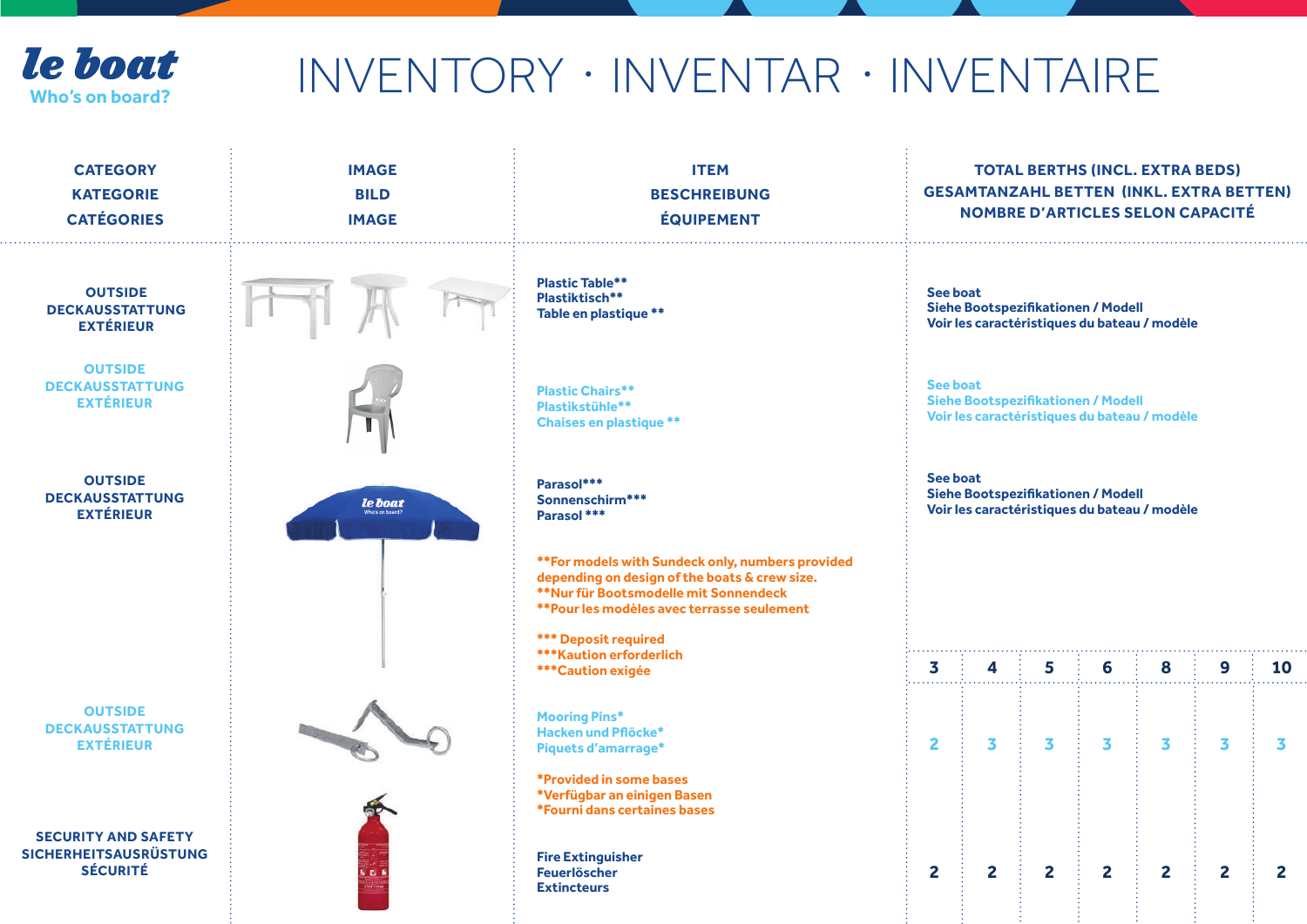le boat
Who's on board?

# INVENTORY · INVENTAR · INVENTAIRE

| CATEGORY<br>KATEGORIE<br>CATÉGORIES | IMAGE<br>BILD<br>IMAGE | ITEM<br>BESCHREIBUNG<br>ÉQUIPEMENT | TOTAL BERTHS (INCL. EXTRA BEDS)<br>GESAMTANZAHL BETTEN (INKL. EXTRA BETTEN)<br>NOMBRE D'ARTICLES SELON CAPACITÉ | | | | | | |
|---|---|---|---|---|---|---|---|---|---|
| OUTSIDE<br>DECKAUSSTATTUNG<br>EXTÉRIEUR | | Plastic Table**<br>Plastiktisch**<br>Table en plastique ** | See boat<br>Siehe Bootspezifikationen / Modell<br>Voir les caractéristiques du bateau / modèle | | | | | | |
| OUTSIDE<br>DECKAUSSTATTUNG<br>EXTÉRIEUR | | Plastic Chairs**<br>Plastikstühle**<br>Chaises en plastique ** | See boat<br>Siehe Bootspezifikationen / Modell<br>Voir les caractéristiques du bateau / modèle | | | | | | |
| OUTSIDE<br>DECKAUSSTATTUNG<br>EXTÉRIEUR | | Parasol***<br>Sonnenschirm***<br>Parasol ***<br><br>**For models with Sundeck only, numbers provided depending on design of the boats & crew size.<br>**Nur für Bootsmodelle mit Sonnendeck<br>**Pour les modèles avec terrasse seulement<br><br>*** Deposit required<br>***Kaution erforderlich<br>***Caution exigée | See boat<br>Siehe Bootspezifikationen / Modell<br>Voir les caractéristiques du bateau / modèle | | | | | | |
| | | | 3 | 4 | 5 | 6 | 8 | 9 | 10 |
| OUTSIDE<br>DECKAUSSTATTUNG<br>EXTÉRIEUR | | Mooring Pins*<br>Hacken und Pflöcke*<br>Piquets d'amarrage*<br><br>*Provided in some bases<br>*Verfügbar an einigen Basen<br>*Fourni dans certaines bases | 2 | 3 | 3 | 3 | 3 | 3 | 3 |
| SECURITY AND SAFETY<br>SICHERHEITSAUSRÜSTUNG<br>SÉCURITÉ | | Fire Extinguisher<br>Feuerlöscher<br>Extincteurs | 2 | 2 | 2 | 2 | 2 | 2 | 2 |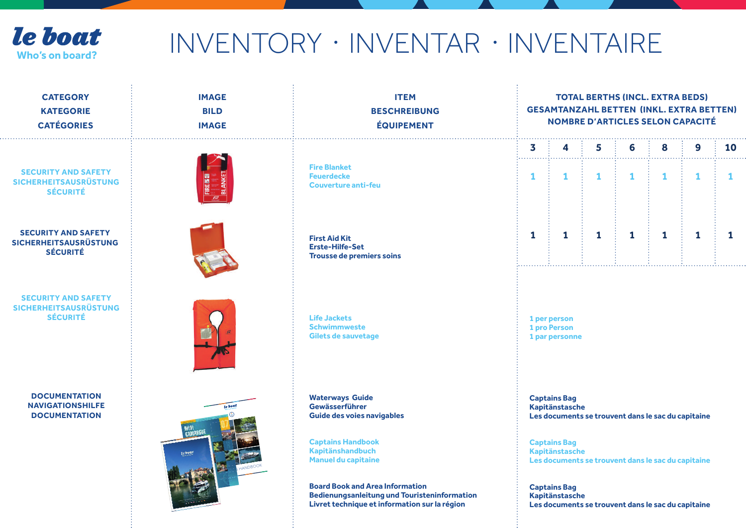**le boat**
Who's on board?

# INVENTORY · INVENTAR · INVENTAIRE

| CATEGORY<br>KATEGORIE<br>CATÉGORIES | IMAGE<br>BILD<br>IMAGE | ITEM<br>BESCHREIBUNG<br>ÉQUIPEMENT | TOTAL BERTHS (INCL. EXTRA BEDS)<br>GESAMTANZAHL BETTEN (INKL. EXTRA BETTEN)<br>NOMBRE D'ARTICLES SELON CAPACITÉ | | | | | | |
|---|---|---|---|---|---|---|---|---|---|
| | | | 3 | 4 | 5 | 6 | 8 | 9 | 10 |
| SECURITY AND SAFETY<br>SICHERHEITSAUSRÜSTUNG<br>SÉCURITÉ | | Fire Blanket<br>Feuerdecke<br>Couverture anti-feu | 1 | 1 | 1 | 1 | 1 | 1 | 1 |
| SECURITY AND SAFETY<br>SICHERHEITSAUSRÜSTUNG<br>SÉCURITÉ | | First Aid Kit<br>Erste-Hilfe-Set<br>Trousse de premiers soins | 1 | 1 | 1 | 1 | 1 | 1 | 1 |
| SECURITY AND SAFETY<br>SICHERHEITSAUSRÜSTUNG<br>SÉCURITÉ | | Life Jackets<br>Schwimmweste<br>Gilets de sauvetage | 1 per person<br>1 pro Person<br>1 par personne | | | | | | |
| DOCUMENTATION<br>NAVIGATIONSHILFE<br>DOCUMENTATION | | Waterways Guide<br>Gewässerführer<br>Guide des voies navigables | Captains Bag<br>Kapitänstasche<br>Les documents se trouvent dans le sac du capitaine | | | | | | |
| | | Captains Handbook<br>Kapitänshandbuch<br>Manuel du capitaine | Captains Bag<br>Kapitänstasche<br>Les documents se trouvent dans le sac du capitaine | | | | | | |
| | | Board Book and Area Information<br>Bedienungsanleitung und Touristeninformation<br>Livret technique et information sur la région | Captains Bag<br>Kapitänstasche<br>Les documents se trouvent dans le sac du capitaine | | | | | | |